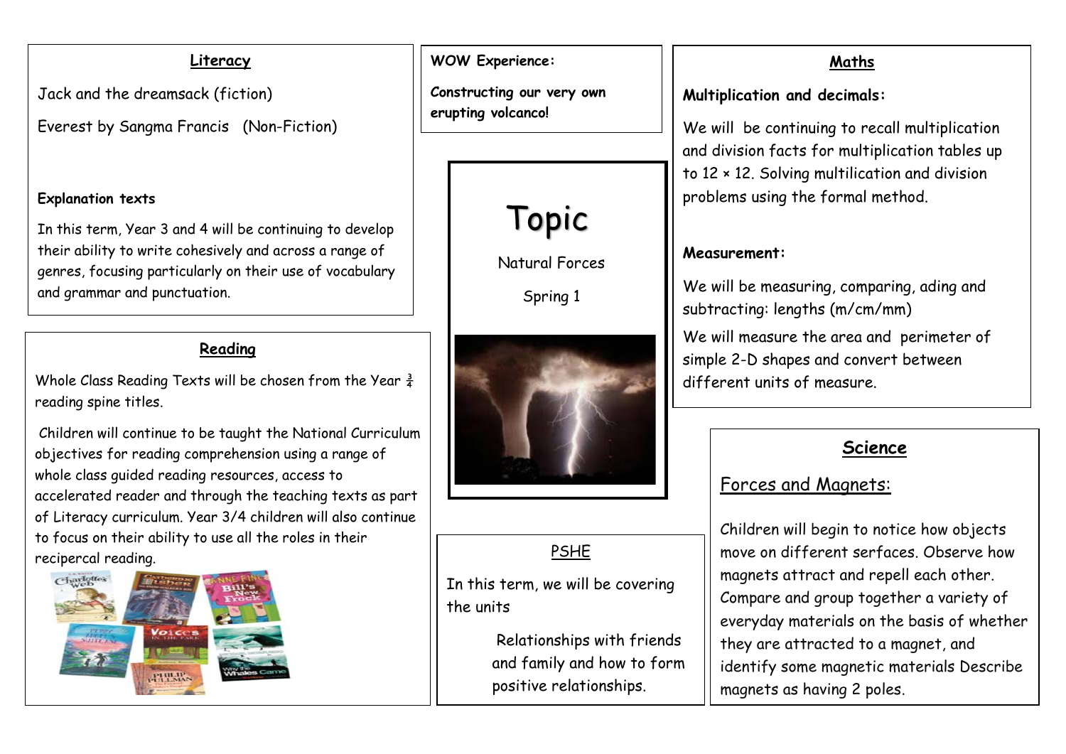## Literacy

Jack and the dreamsack (fiction)

Everest by Sangma Francis (Non-Fiction)

**Explanation texts**

In this term, Year 3 and 4 will be continuing to develop their ability to write cohesively and across a range of genres, focusing particularly on their use of vocabulary and grammar and punctuation.

## Reading

Whole Class Reading Texts will be chosen from the Year ¾ reading spine titles.

Children will continue to be taught the National Curriculum objectives for reading comprehension using a range of whole class guided reading resources, access to accelerated reader and through the teaching texts as part of Literacy curriculum. Year 3/4 children will also continue to focus on their ability to use all the roles in their recipercal reading.

**WOW Experience:**

**Constructing our very own erupting volcanco!**

# Topic

Natural Forces

Spring 1

## PSHE

In this term, we will be covering the units

Relationships with friends and family and how to form positive relationships.

## Maths

**Multiplication and decimals:**

We will be continuing to recall multiplication and division facts for multiplication tables up to 12 × 12. Solving multilication and division problems using the formal method.

**Measurement:**

We will be measuring, comparing, ading and subtracting: lengths (m/cm/mm)

We will measure the area and perimeter of simple 2-D shapes and convert between different units of measure.

## Science

### Forces and Magnets:

Children will begin to notice how objects move on different serfaces. Observe how magnets attract and repell each other. Compare and group together a variety of everyday materials on the basis of whether they are attracted to a magnet, and identify some magnetic materials Describe magnets as having 2 poles.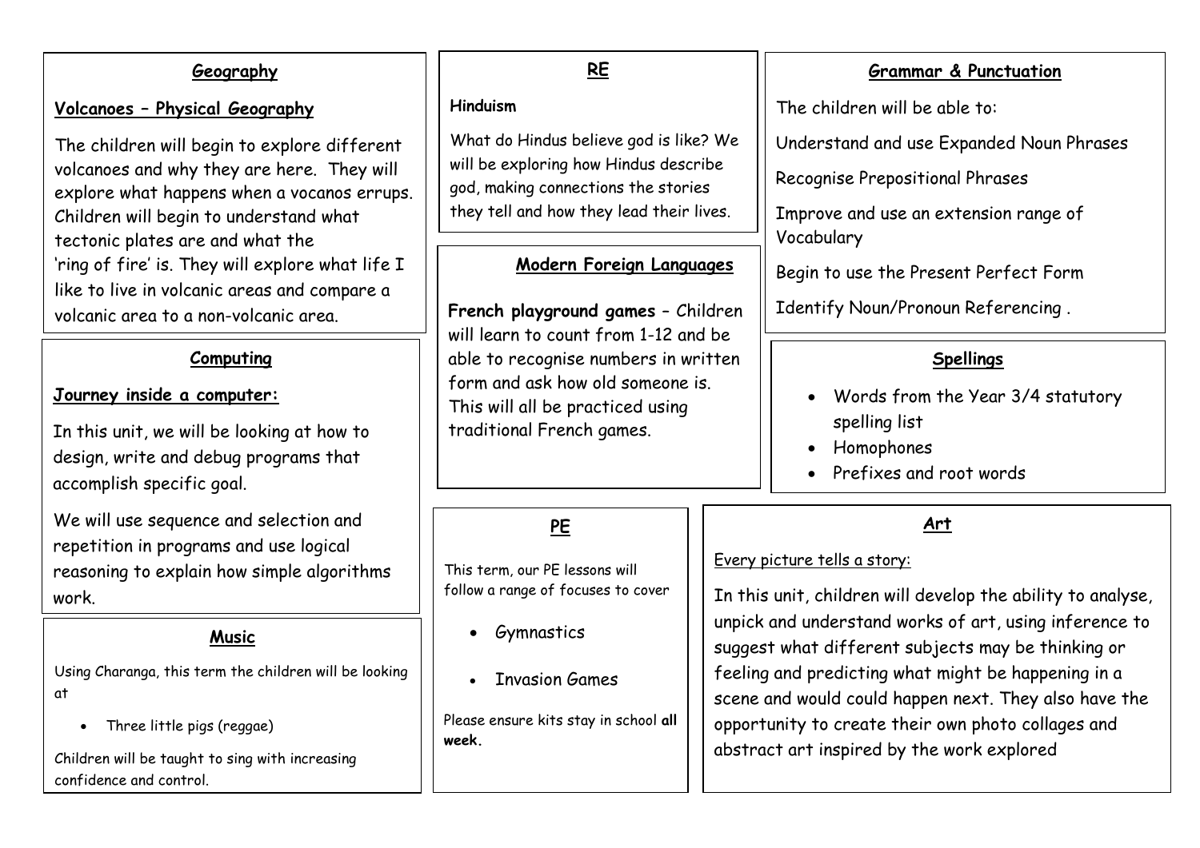## Geography

### Volcanoes – Physical Geography

The children will begin to explore different volcanoes and why they are here. They will explore what happens when a vocanos errups. Children will begin to understand what tectonic plates are and what the 'ring of fire' is. They will explore what life I like to live in volcanic areas and compare a volcanic area to a non-volcanic area.

## Computing

### Journey inside a computer:

In this unit, we will be looking at how to design, write and debug programs that accomplish specific goal.

We will use sequence and selection and repetition in programs and use logical reasoning to explain how simple algorithms work.

## Music

Using Charanga, this term the children will be looking at

- Three little pigs (reggae)

Children will be taught to sing with increasing confidence and control.

## RE

**Hinduism**

What do Hindus believe god is like? We will be exploring how Hindus describe god, making connections the stories they tell and how they lead their lives.

## Modern Foreign Languages

**French playground games** – Children will learn to count from 1-12 and be able to recognise numbers in written form and ask how old someone is. This will all be practiced using traditional French games.

## PE

This term, our PE lessons will follow a range of focuses to cover

- Gymnastics
- Invasion Games

Please ensure kits stay in school **all week.**

## Grammar & Punctuation

The children will be able to:

Understand and use Expanded Noun Phrases

Recognise Prepositional Phrases

Improve and use an extension range of Vocabulary

Begin to use the Present Perfect Form

Identify Noun/Pronoun Referencing .

## Spellings

- Words from the Year 3/4 statutory spelling list
- Homophones
- Prefixes and root words

## Art

Every picture tells a story:

In this unit, children will develop the ability to analyse, unpick and understand works of art, using inference to suggest what different subjects may be thinking or feeling and predicting what might be happening in a scene and would could happen next. They also have the opportunity to create their own photo collages and abstract art inspired by the work explored